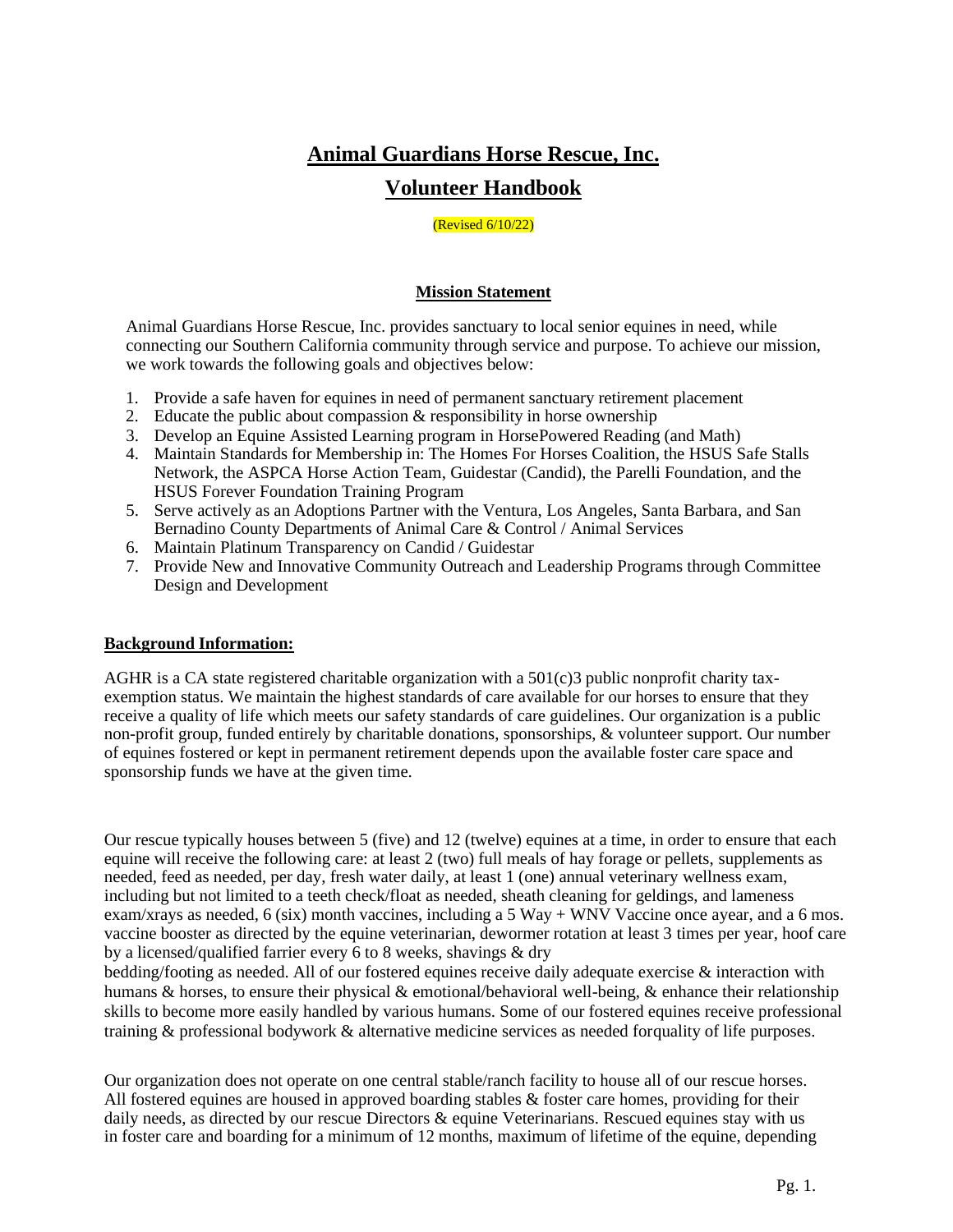# Animal Guardians Horse Rescue, Inc.

# Volunteer Handbook

(Revised 6/10/22)

## Mission Statement

Animal Guardians Horse Rescue, Inc. provides sanctuary to local senior equines in need, while connecting our Southern California community through service and purpose. To achieve our mission, we work towards the following goals and objectives below:

1. Provide a safe haven for equines in need of permanent sanctuary retirement placement
2. Educate the public about compassion & responsibility in horse ownership
3. Develop an Equine Assisted Learning program in HorsePowered Reading (and Math)
4. Maintain Standards for Membership in: The Homes For Horses Coalition, the HSUS Safe Stalls Network, the ASPCA Horse Action Team, Guidestar (Candid), the Parelli Foundation, and the HSUS Forever Foundation Training Program
5. Serve actively as an Adoptions Partner with the Ventura, Los Angeles, Santa Barbara, and San Bernadino County Departments of Animal Care & Control / Animal Services
6. Maintain Platinum Transparency on Candid / Guidestar
7. Provide New and Innovative Community Outreach and Leadership Programs through Committee Design and Development

## Background Information:

AGHR is a CA state registered charitable organization with a 501(c)3 public nonprofit charity tax-exemption status. We maintain the highest standards of care available for our horses to ensure that they receive a quality of life which meets our safety standards of care guidelines. Our organization is a public non-profit group, funded entirely by charitable donations, sponsorships, & volunteer support. Our number of equines fostered or kept in permanent retirement depends upon the available foster care space and sponsorship funds we have at the given time.

Our rescue typically houses between 5 (five) and 12 (twelve) equines at a time, in order to ensure that each equine will receive the following care: at least 2 (two) full meals of hay forage or pellets, supplements as needed, feed as needed, per day, fresh water daily, at least 1 (one) annual veterinary wellness exam, including but not limited to a teeth check/float as needed, sheath cleaning for geldings, and lameness exam/xrays as needed, 6 (six) month vaccines, including a 5 Way + WNV Vaccine once ayear, and a 6 mos. vaccine booster as directed by the equine veterinarian, dewormer rotation at least 3 times per year, hoof care by a licensed/qualified farrier every 6 to 8 weeks, shavings & dry bedding/footing as needed. All of our fostered equines receive daily adequate exercise & interaction with humans & horses, to ensure their physical & emotional/behavioral well-being, & enhance their relationship skills to become more easily handled by various humans. Some of our fostered equines receive professional training & professional bodywork & alternative medicine services as needed forquality of life purposes.

Our organization does not operate on one central stable/ranch facility to house all of our rescue horses. All fostered equines are housed in approved boarding stables & foster care homes, providing for their daily needs, as directed by our rescue Directors & equine Veterinarians. Rescued equines stay with us in foster care and boarding for a minimum of 12 months, maximum of lifetime of the equine, depending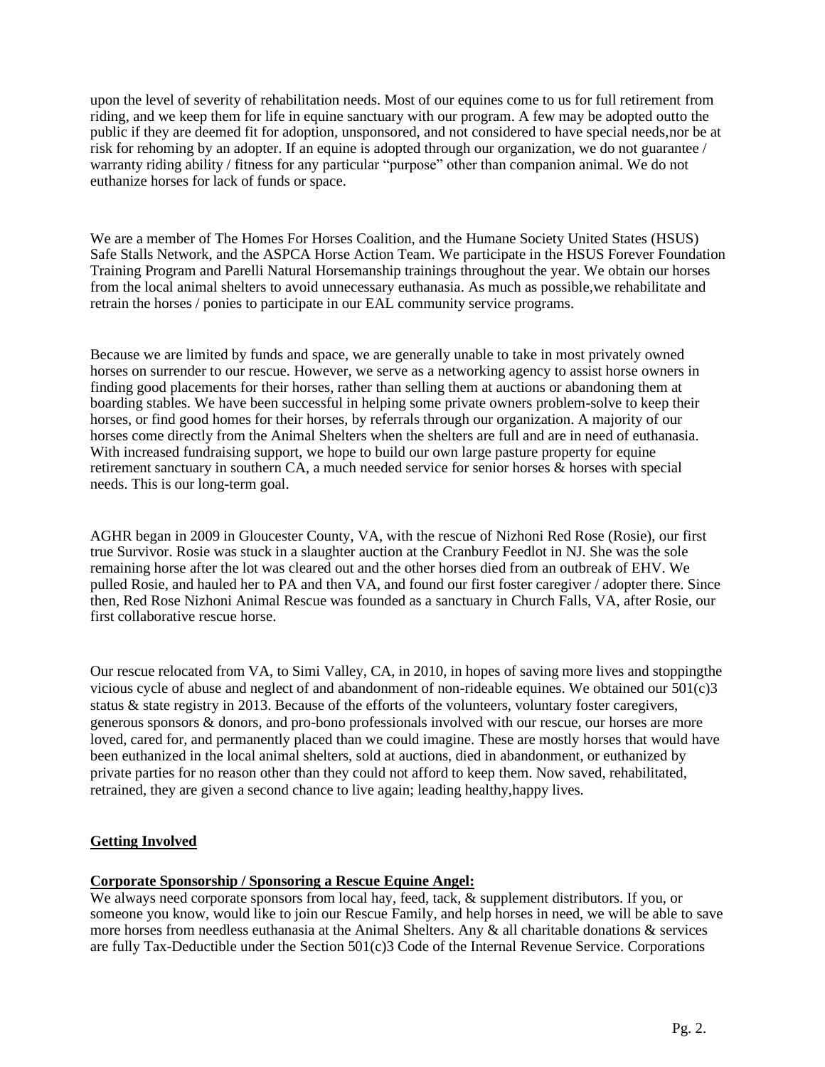upon the level of severity of rehabilitation needs. Most of our equines come to us for full retirement from riding, and we keep them for life in equine sanctuary with our program. A few may be adopted outto the public if they are deemed fit for adoption, unsponsored, and not considered to have special needs,nor be at risk for rehoming by an adopter. If an equine is adopted through our organization, we do not guarantee / warranty riding ability / fitness for any particular "purpose" other than companion animal. We do not euthanize horses for lack of funds or space.

We are a member of The Homes For Horses Coalition, and the Humane Society United States (HSUS) Safe Stalls Network, and the ASPCA Horse Action Team. We participate in the HSUS Forever Foundation Training Program and Parelli Natural Horsemanship trainings throughout the year. We obtain our horses from the local animal shelters to avoid unnecessary euthanasia. As much as possible,we rehabilitate and retrain the horses / ponies to participate in our EAL community service programs.

Because we are limited by funds and space, we are generally unable to take in most privately owned horses on surrender to our rescue. However, we serve as a networking agency to assist horse owners in finding good placements for their horses, rather than selling them at auctions or abandoning them at boarding stables. We have been successful in helping some private owners problem-solve to keep their horses, or find good homes for their horses, by referrals through our organization. A majority of our horses come directly from the Animal Shelters when the shelters are full and are in need of euthanasia. With increased fundraising support, we hope to build our own large pasture property for equine retirement sanctuary in southern CA, a much needed service for senior horses & horses with special needs. This is our long-term goal.

AGHR began in 2009 in Gloucester County, VA, with the rescue of Nizhoni Red Rose (Rosie), our first true Survivor. Rosie was stuck in a slaughter auction at the Cranbury Feedlot in NJ. She was the sole remaining horse after the lot was cleared out and the other horses died from an outbreak of EHV. We pulled Rosie, and hauled her to PA and then VA, and found our first foster caregiver / adopter there. Since then, Red Rose Nizhoni Animal Rescue was founded as a sanctuary in Church Falls, VA, after Rosie, our first collaborative rescue horse.

Our rescue relocated from VA, to Simi Valley, CA, in 2010, in hopes of saving more lives and stoppingthe vicious cycle of abuse and neglect of and abandonment of non-rideable equines. We obtained our 501(c)3 status & state registry in 2013. Because of the efforts of the volunteers, voluntary foster caregivers, generous sponsors & donors, and pro-bono professionals involved with our rescue, our horses are more loved, cared for, and permanently placed than we could imagine. These are mostly horses that would have been euthanized in the local animal shelters, sold at auctions, died in abandonment, or euthanized by private parties for no reason other than they could not afford to keep them. Now saved, rehabilitated, retrained, they are given a second chance to live again; leading healthy,happy lives.

## Getting Involved

### Corporate Sponsorship / Sponsoring a Rescue Equine Angel:

We always need corporate sponsors from local hay, feed, tack, & supplement distributors. If you, or someone you know, would like to join our Rescue Family, and help horses in need, we will be able to save more horses from needless euthanasia at the Animal Shelters. Any & all charitable donations & services are fully Tax-Deductible under the Section 501(c)3 Code of the Internal Revenue Service. Corporations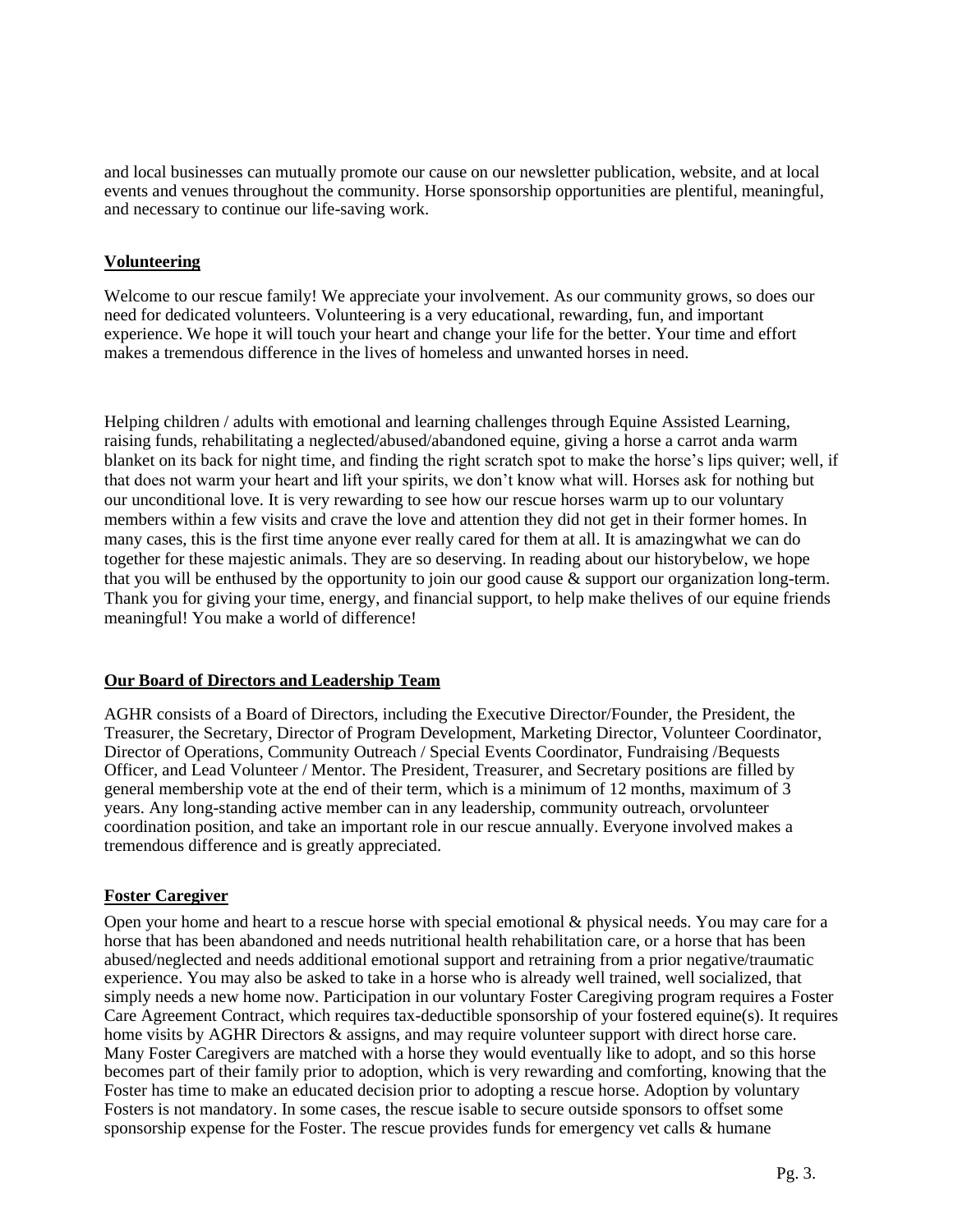and local businesses can mutually promote our cause on our newsletter publication, website, and at local events and venues throughout the community. Horse sponsorship opportunities are plentiful, meaningful, and necessary to continue our life-saving work.

## Volunteering

Welcome to our rescue family! We appreciate your involvement. As our community grows, so does our need for dedicated volunteers. Volunteering is a very educational, rewarding, fun, and important experience. We hope it will touch your heart and change your life for the better. Your time and effort makes a tremendous difference in the lives of homeless and unwanted horses in need.

Helping children / adults with emotional and learning challenges through Equine Assisted Learning, raising funds, rehabilitating a neglected/abused/abandoned equine, giving a horse a carrot anda warm blanket on its back for night time, and finding the right scratch spot to make the horse's lips quiver; well, if that does not warm your heart and lift your spirits, we don't know what will. Horses ask for nothing but our unconditional love. It is very rewarding to see how our rescue horses warm up to our voluntary members within a few visits and crave the love and attention they did not get in their former homes. In many cases, this is the first time anyone ever really cared for them at all. It is amazingwhat we can do together for these majestic animals. They are so deserving. In reading about our historybelow, we hope that you will be enthused by the opportunity to join our good cause & support our organization long-term. Thank you for giving your time, energy, and financial support, to help make thelives of our equine friends meaningful! You make a world of difference!

## Our Board of Directors and Leadership Team

AGHR consists of a Board of Directors, including the Executive Director/Founder, the President, the Treasurer, the Secretary, Director of Program Development, Marketing Director, Volunteer Coordinator, Director of Operations, Community Outreach / Special Events Coordinator, Fundraising /Bequests Officer, and Lead Volunteer / Mentor. The President, Treasurer, and Secretary positions are filled by general membership vote at the end of their term, which is a minimum of 12 months, maximum of 3 years. Any long-standing active member can in any leadership, community outreach, orvolunteer coordination position, and take an important role in our rescue annually. Everyone involved makes a tremendous difference and is greatly appreciated.

## Foster Caregiver

Open your home and heart to a rescue horse with special emotional & physical needs. You may care for a horse that has been abandoned and needs nutritional health rehabilitation care, or a horse that has been abused/neglected and needs additional emotional support and retraining from a prior negative/traumatic experience. You may also be asked to take in a horse who is already well trained, well socialized, that simply needs a new home now. Participation in our voluntary Foster Caregiving program requires a Foster Care Agreement Contract, which requires tax-deductible sponsorship of your fostered equine(s). It requires home visits by AGHR Directors & assigns, and may require volunteer support with direct horse care. Many Foster Caregivers are matched with a horse they would eventually like to adopt, and so this horse becomes part of their family prior to adoption, which is very rewarding and comforting, knowing that the Foster has time to make an educated decision prior to adopting a rescue horse. Adoption by voluntary Fosters is not mandatory. In some cases, the rescue isable to secure outside sponsors to offset some sponsorship expense for the Foster. The rescue provides funds for emergency vet calls & humane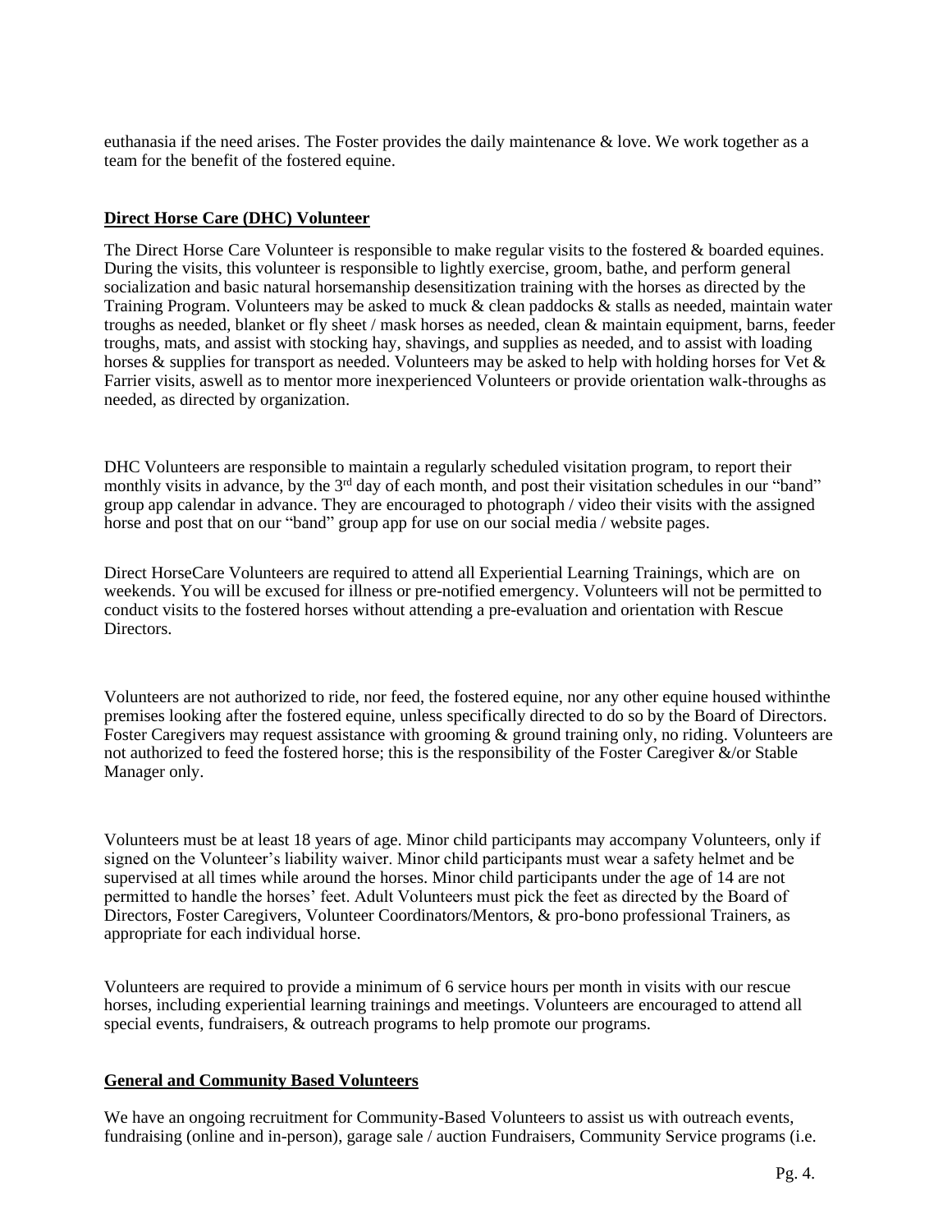euthanasia if the need arises. The Foster provides the daily maintenance & love. We work together as a team for the benefit of the fostered equine.

## **Direct Horse Care (DHC) Volunteer**

The Direct Horse Care Volunteer is responsible to make regular visits to the fostered & boarded equines. During the visits, this volunteer is responsible to lightly exercise, groom, bathe, and perform general socialization and basic natural horsemanship desensitization training with the horses as directed by the Training Program. Volunteers may be asked to muck & clean paddocks & stalls as needed, maintain water troughs as needed, blanket or fly sheet / mask horses as needed, clean & maintain equipment, barns, feeder troughs, mats, and assist with stocking hay, shavings, and supplies as needed, and to assist with loading horses & supplies for transport as needed. Volunteers may be asked to help with holding horses for Vet & Farrier visits, aswell as to mentor more inexperienced Volunteers or provide orientation walk-throughs as needed, as directed by organization.

DHC Volunteers are responsible to maintain a regularly scheduled visitation program, to report their monthly visits in advance, by the 3rd day of each month, and post their visitation schedules in our "band" group app calendar in advance. They are encouraged to photograph / video their visits with the assigned horse and post that on our "band" group app for use on our social media / website pages.

Direct HorseCare Volunteers are required to attend all Experiential Learning Trainings, which are on weekends. You will be excused for illness or pre-notified emergency. Volunteers will not be permitted to conduct visits to the fostered horses without attending a pre-evaluation and orientation with Rescue Directors.

Volunteers are not authorized to ride, nor feed, the fostered equine, nor any other equine housed withinthe premises looking after the fostered equine, unless specifically directed to do so by the Board of Directors. Foster Caregivers may request assistance with grooming & ground training only, no riding. Volunteers are not authorized to feed the fostered horse; this is the responsibility of the Foster Caregiver &/or Stable Manager only.

Volunteers must be at least 18 years of age. Minor child participants may accompany Volunteers, only if signed on the Volunteer's liability waiver. Minor child participants must wear a safety helmet and be supervised at all times while around the horses. Minor child participants under the age of 14 are not permitted to handle the horses' feet. Adult Volunteers must pick the feet as directed by the Board of Directors, Foster Caregivers, Volunteer Coordinators/Mentors, & pro-bono professional Trainers, as appropriate for each individual horse.

Volunteers are required to provide a minimum of 6 service hours per month in visits with our rescue horses, including experiential learning trainings and meetings. Volunteers are encouraged to attend all special events, fundraisers, & outreach programs to help promote our programs.

## **General and Community Based Volunteers**

We have an ongoing recruitment for Community-Based Volunteers to assist us with outreach events, fundraising (online and in-person), garage sale / auction Fundraisers, Community Service programs (i.e.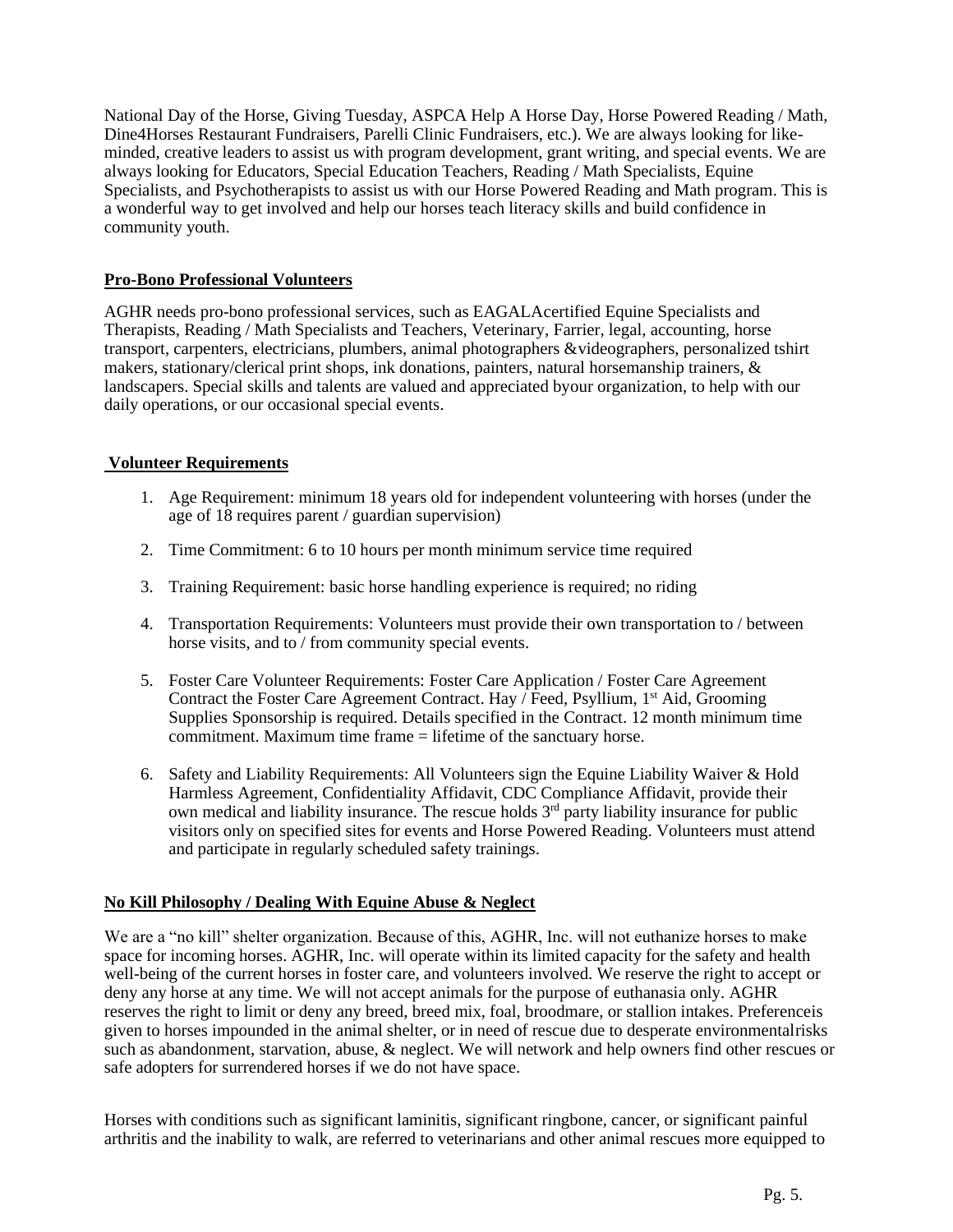National Day of the Horse, Giving Tuesday, ASPCA Help A Horse Day, Horse Powered Reading / Math, Dine4Horses Restaurant Fundraisers, Parelli Clinic Fundraisers, etc.). We are always looking for like-minded, creative leaders to assist us with program development, grant writing, and special events. We are always looking for Educators, Special Education Teachers, Reading / Math Specialists, Equine Specialists, and Psychotherapists to assist us with our Horse Powered Reading and Math program. This is a wonderful way to get involved and help our horses teach literacy skills and build confidence in community youth.

**Pro-Bono Professional Volunteers**

AGHR needs pro-bono professional services, such as EAGALAcertified Equine Specialists and Therapists, Reading / Math Specialists and Teachers, Veterinary, Farrier, legal, accounting, horse transport, carpenters, electricians, plumbers, animal photographers &videographers, personalized tshirt makers, stationary/clerical print shops, ink donations, painters, natural horsemanship trainers, & landscapers. Special skills and talents are valued and appreciated byour organization, to help with our daily operations, or our occasional special events.

**Volunteer Requirements**

1. Age Requirement: minimum 18 years old for independent volunteering with horses (under the age of 18 requires parent / guardian supervision)
2. Time Commitment: 6 to 10 hours per month minimum service time required
3. Training Requirement: basic horse handling experience is required; no riding
4. Transportation Requirements: Volunteers must provide their own transportation to / between horse visits, and to / from community special events.
5. Foster Care Volunteer Requirements: Foster Care Application / Foster Care Agreement Contract the Foster Care Agreement Contract. Hay / Feed, Psyllium, 1st Aid, Grooming Supplies Sponsorship is required. Details specified in the Contract. 12 month minimum time commitment. Maximum time frame = lifetime of the sanctuary horse.
6. Safety and Liability Requirements: All Volunteers sign the Equine Liability Waiver & Hold Harmless Agreement, Confidentiality Affidavit, CDC Compliance Affidavit, provide their own medical and liability insurance. The rescue holds 3rd party liability insurance for public visitors only on specified sites for events and Horse Powered Reading. Volunteers must attend and participate in regularly scheduled safety trainings.

**No Kill Philosophy / Dealing With Equine Abuse & Neglect**

We are a "no kill" shelter organization. Because of this, AGHR, Inc. will not euthanize horses to make space for incoming horses. AGHR, Inc. will operate within its limited capacity for the safety and health well-being of the current horses in foster care, and volunteers involved. We reserve the right to accept or deny any horse at any time. We will not accept animals for the purpose of euthanasia only. AGHR reserves the right to limit or deny any breed, breed mix, foal, broodmare, or stallion intakes. Preferenceis given to horses impounded in the animal shelter, or in need of rescue due to desperate environmentalrisks such as abandonment, starvation, abuse, & neglect. We will network and help owners find other rescues or safe adopters for surrendered horses if we do not have space.

Horses with conditions such as significant laminitis, significant ringbone, cancer, or significant painful arthritis and the inability to walk, are referred to veterinarians and other animal rescues more equipped to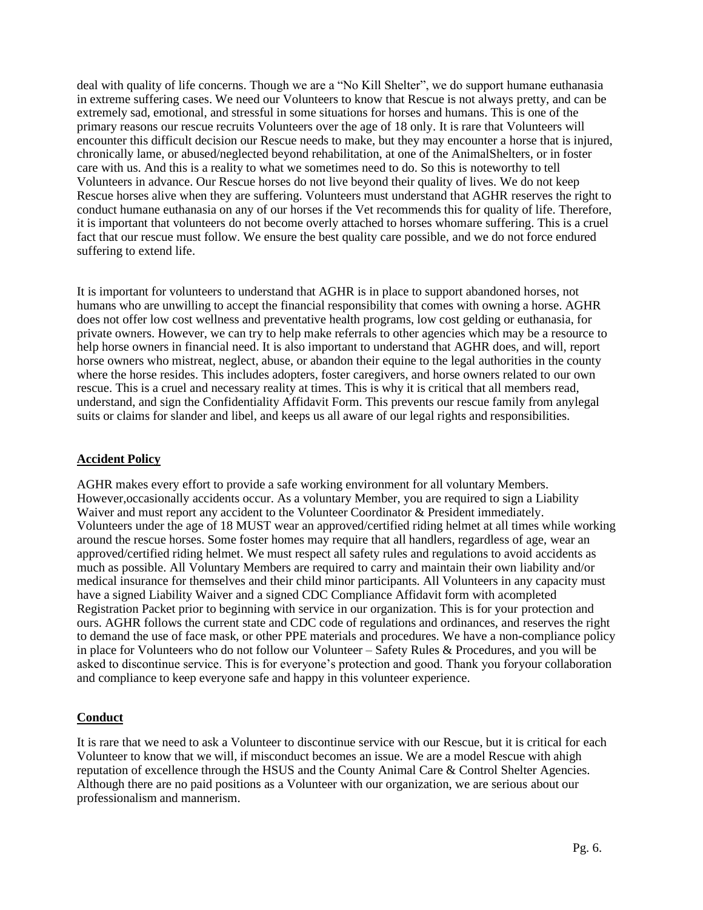deal with quality of life concerns. Though we are a "No Kill Shelter", we do support humane euthanasia in extreme suffering cases. We need our Volunteers to know that Rescue is not always pretty, and can be extremely sad, emotional, and stressful in some situations for horses and humans. This is one of the primary reasons our rescue recruits Volunteers over the age of 18 only. It is rare that Volunteers will encounter this difficult decision our Rescue needs to make, but they may encounter a horse that is injured, chronically lame, or abused/neglected beyond rehabilitation, at one of the AnimalShelters, or in foster care with us. And this is a reality to what we sometimes need to do. So this is noteworthy to tell Volunteers in advance. Our Rescue horses do not live beyond their quality of lives. We do not keep Rescue horses alive when they are suffering. Volunteers must understand that AGHR reserves the right to conduct humane euthanasia on any of our horses if the Vet recommends this for quality of life. Therefore, it is important that volunteers do not become overly attached to horses whomare suffering. This is a cruel fact that our rescue must follow. We ensure the best quality care possible, and we do not force endured suffering to extend life.

It is important for volunteers to understand that AGHR is in place to support abandoned horses, not humans who are unwilling to accept the financial responsibility that comes with owning a horse. AGHR does not offer low cost wellness and preventative health programs, low cost gelding or euthanasia, for private owners. However, we can try to help make referrals to other agencies which may be a resource to help horse owners in financial need. It is also important to understand that AGHR does, and will, report horse owners who mistreat, neglect, abuse, or abandon their equine to the legal authorities in the county where the horse resides. This includes adopters, foster caregivers, and horse owners related to our own rescue. This is a cruel and necessary reality at times. This is why it is critical that all members read, understand, and sign the Confidentiality Affidavit Form. This prevents our rescue family from anylegal suits or claims for slander and libel, and keeps us all aware of our legal rights and responsibilities.

**Accident Policy**

AGHR makes every effort to provide a safe working environment for all voluntary Members. However,occasionally accidents occur. As a voluntary Member, you are required to sign a Liability Waiver and must report any accident to the Volunteer Coordinator & President immediately. Volunteers under the age of 18 MUST wear an approved/certified riding helmet at all times while working around the rescue horses. Some foster homes may require that all handlers, regardless of age, wear an approved/certified riding helmet. We must respect all safety rules and regulations to avoid accidents as much as possible. All Voluntary Members are required to carry and maintain their own liability and/or medical insurance for themselves and their child minor participants. All Volunteers in any capacity must have a signed Liability Waiver and a signed CDC Compliance Affidavit form with acompleted Registration Packet prior to beginning with service in our organization. This is for your protection and ours. AGHR follows the current state and CDC code of regulations and ordinances, and reserves the right to demand the use of face mask, or other PPE materials and procedures. We have a non-compliance policy in place for Volunteers who do not follow our Volunteer – Safety Rules & Procedures, and you will be asked to discontinue service. This is for everyone's protection and good. Thank you foryour collaboration and compliance to keep everyone safe and happy in this volunteer experience.

**Conduct**

It is rare that we need to ask a Volunteer to discontinue service with our Rescue, but it is critical for each Volunteer to know that we will, if misconduct becomes an issue. We are a model Rescue with ahigh reputation of excellence through the HSUS and the County Animal Care & Control Shelter Agencies. Although there are no paid positions as a Volunteer with our organization, we are serious about our professionalism and mannerism.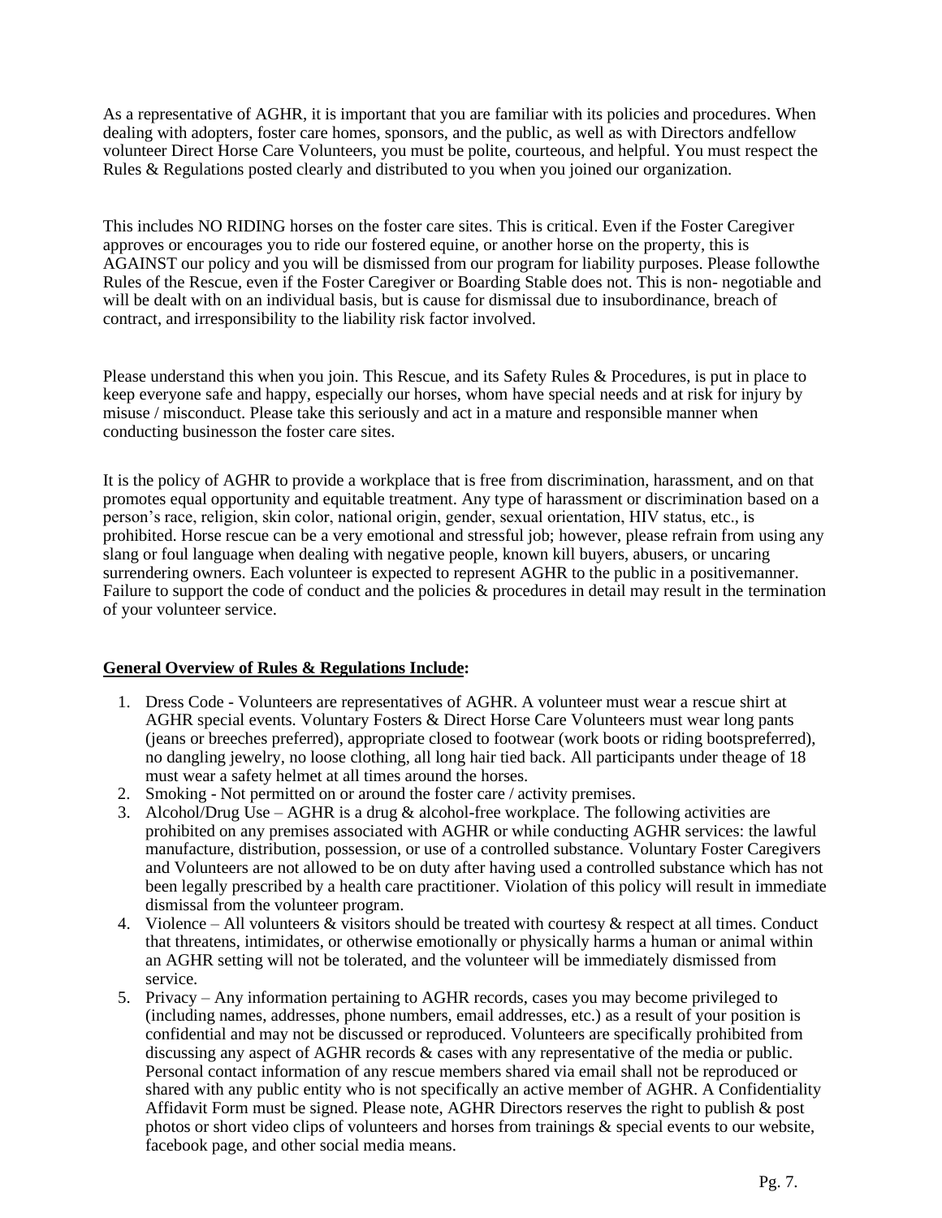As a representative of AGHR, it is important that you are familiar with its policies and procedures. When dealing with adopters, foster care homes, sponsors, and the public, as well as with Directors andfellow volunteer Direct Horse Care Volunteers, you must be polite, courteous, and helpful. You must respect the Rules & Regulations posted clearly and distributed to you when you joined our organization.

This includes NO RIDING horses on the foster care sites. This is critical. Even if the Foster Caregiver approves or encourages you to ride our fostered equine, or another horse on the property, this is AGAINST our policy and you will be dismissed from our program for liability purposes. Please followthe Rules of the Rescue, even if the Foster Caregiver or Boarding Stable does not. This is non- negotiable and will be dealt with on an individual basis, but is cause for dismissal due to insubordinance, breach of contract, and irresponsibility to the liability risk factor involved.

Please understand this when you join. This Rescue, and its Safety Rules & Procedures, is put in place to keep everyone safe and happy, especially our horses, whom have special needs and at risk for injury by misuse / misconduct. Please take this seriously and act in a mature and responsible manner when conducting businesson the foster care sites.

It is the policy of AGHR to provide a workplace that is free from discrimination, harassment, and on that promotes equal opportunity and equitable treatment. Any type of harassment or discrimination based on a person's race, religion, skin color, national origin, gender, sexual orientation, HIV status, etc., is prohibited. Horse rescue can be a very emotional and stressful job; however, please refrain from using any slang or foul language when dealing with negative people, known kill buyers, abusers, or uncaring surrendering owners. Each volunteer is expected to represent AGHR to the public in a positivemanner. Failure to support the code of conduct and the policies & procedures in detail may result in the termination of your volunteer service.

**General Overview of Rules & Regulations Include:**

1. Dress Code - Volunteers are representatives of AGHR. A volunteer must wear a rescue shirt at AGHR special events. Voluntary Fosters & Direct Horse Care Volunteers must wear long pants (jeans or breeches preferred), appropriate closed to footwear (work boots or riding bootspreferred), no dangling jewelry, no loose clothing, all long hair tied back. All participants under theage of 18 must wear a safety helmet at all times around the horses.
2. Smoking - Not permitted on or around the foster care / activity premises.
3. Alcohol/Drug Use – AGHR is a drug & alcohol-free workplace. The following activities are prohibited on any premises associated with AGHR or while conducting AGHR services: the lawful manufacture, distribution, possession, or use of a controlled substance. Voluntary Foster Caregivers and Volunteers are not allowed to be on duty after having used a controlled substance which has not been legally prescribed by a health care practitioner. Violation of this policy will result in immediate dismissal from the volunteer program.
4. Violence – All volunteers & visitors should be treated with courtesy & respect at all times. Conduct that threatens, intimidates, or otherwise emotionally or physically harms a human or animal within an AGHR setting will not be tolerated, and the volunteer will be immediately dismissed from service.
5. Privacy – Any information pertaining to AGHR records, cases you may become privileged to (including names, addresses, phone numbers, email addresses, etc.) as a result of your position is confidential and may not be discussed or reproduced. Volunteers are specifically prohibited from discussing any aspect of AGHR records & cases with any representative of the media or public. Personal contact information of any rescue members shared via email shall not be reproduced or shared with any public entity who is not specifically an active member of AGHR. A Confidentiality Affidavit Form must be signed. Please note, AGHR Directors reserves the right to publish & post photos or short video clips of volunteers and horses from trainings & special events to our website, facebook page, and other social media means.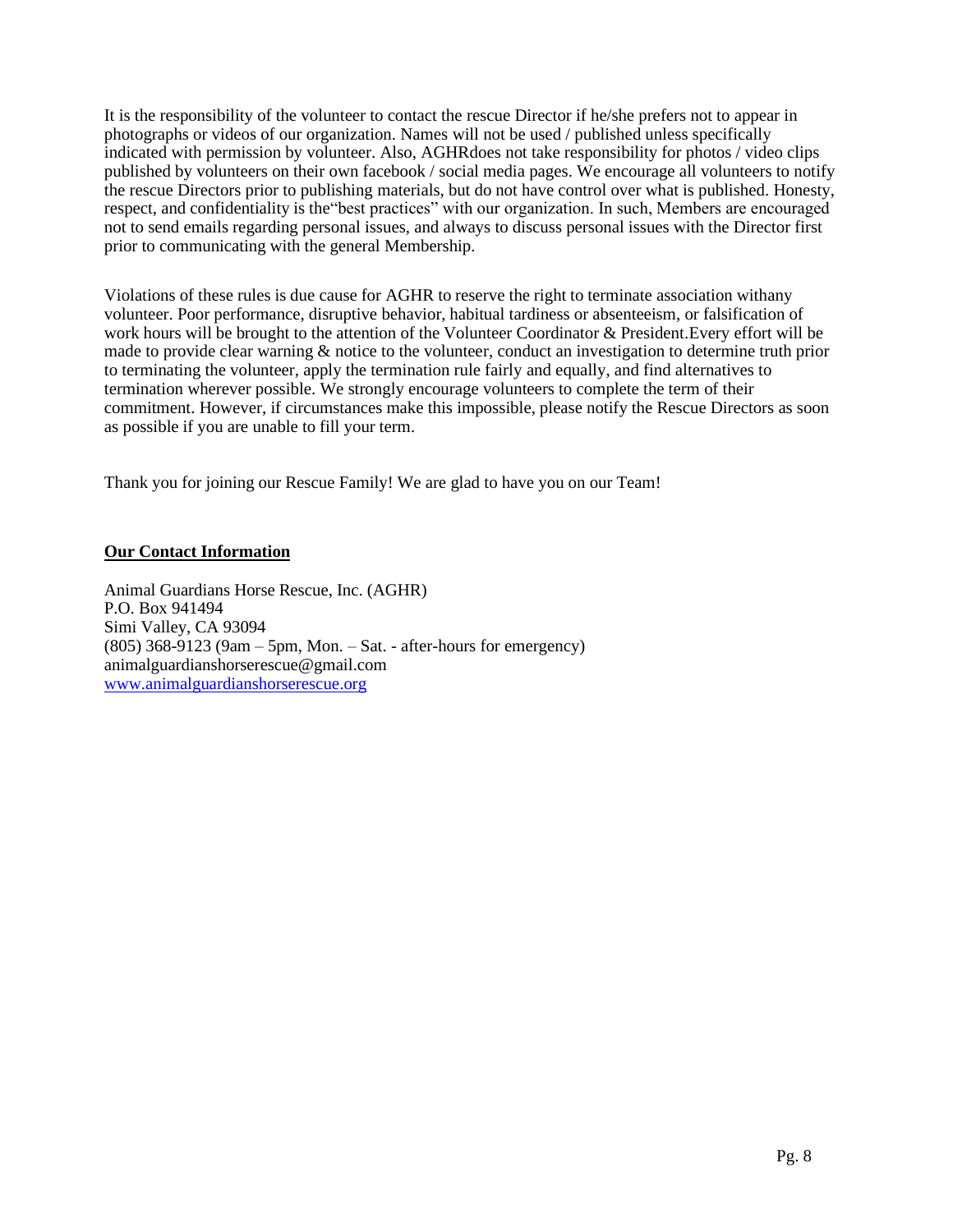It is the responsibility of the volunteer to contact the rescue Director if he/she prefers not to appear in photographs or videos of our organization. Names will not be used / published unless specifically indicated with permission by volunteer. Also, AGHRdoes not take responsibility for photos / video clips published by volunteers on their own facebook / social media pages. We encourage all volunteers to notify the rescue Directors prior to publishing materials, but do not have control over what is published. Honesty, respect, and confidentiality is the"best practices" with our organization. In such, Members are encouraged not to send emails regarding personal issues, and always to discuss personal issues with the Director first prior to communicating with the general Membership.

Violations of these rules is due cause for AGHR to reserve the right to terminate association withany volunteer. Poor performance, disruptive behavior, habitual tardiness or absenteeism, or falsification of work hours will be brought to the attention of the Volunteer Coordinator & President.Every effort will be made to provide clear warning & notice to the volunteer, conduct an investigation to determine truth prior to terminating the volunteer, apply the termination rule fairly and equally, and find alternatives to termination wherever possible. We strongly encourage volunteers to complete the term of their commitment. However, if circumstances make this impossible, please notify the Rescue Directors as soon as possible if you are unable to fill your term.

Thank you for joining our Rescue Family! We are glad to have you on our Team!

**<u>Our Contact Information</u>**

Animal Guardians Horse Rescue, Inc. (AGHR)
P.O. Box 941494
Simi Valley, CA 93094
(805) 368-9123 (9am – 5pm, Mon. – Sat. - after-hours for emergency)
animalguardianshorserescue@gmail.com
[www.animalguardianshorserescue.org](www.animalguardianshorserescue.org)